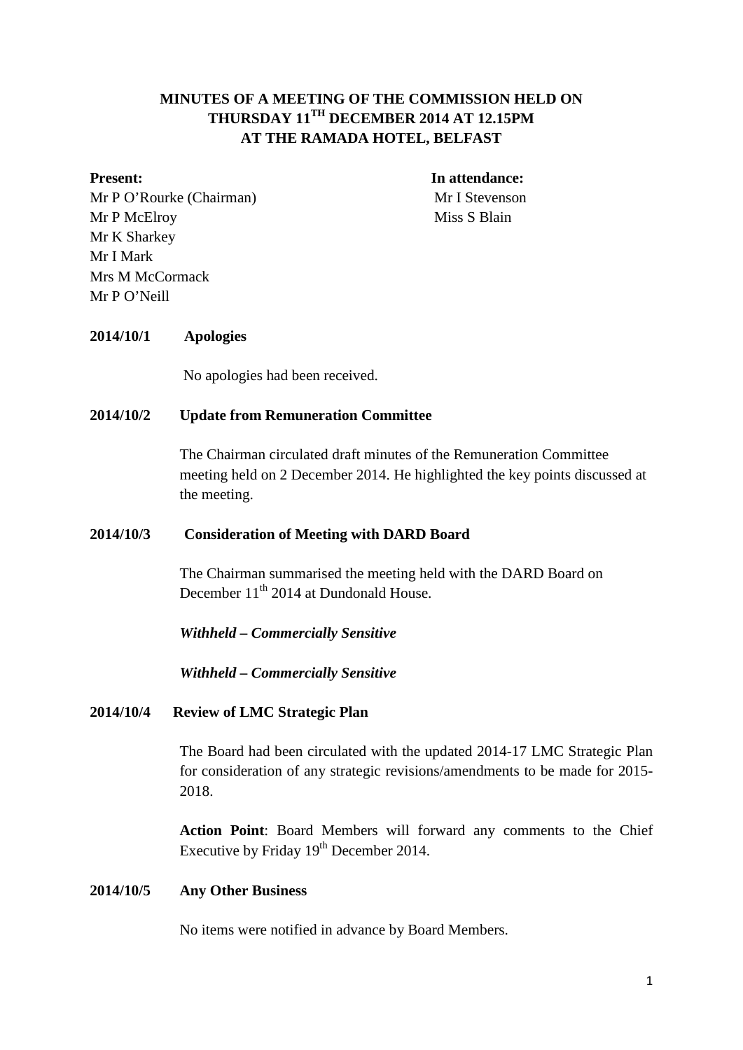# MINUTES OF A MEETING OF THE COMMISSION HELD ON THURSDAY 11TH DECEMBER 2014 AT 12.15PM AT THE RAMADA HOTEL, BELFAST

**Present:**

Mr P O'Rourke (Chairman)
Mr P McElroy
Mr K Sharkey
Mr I Mark
Mrs M McCormack
Mr P O'Neill

**In attendance:**

Mr I Stevenson
Miss S Blain

**2014/10/1 Apologies**

No apologies had been received.

**2014/10/2 Update from Remuneration Committee**

The Chairman circulated draft minutes of the Remuneration Committee meeting held on 2 December 2014. He highlighted the key points discussed at the meeting.

**2014/10/3 Consideration of Meeting with DARD Board**

The Chairman summarised the meeting held with the DARD Board on December 11th 2014 at Dundonald House.

***Withheld – Commercially Sensitive***

***Withheld – Commercially Sensitive***

**2014/10/4 Review of LMC Strategic Plan**

The Board had been circulated with the updated 2014-17 LMC Strategic Plan for consideration of any strategic revisions/amendments to be made for 2015-2018.

**Action Point**: Board Members will forward any comments to the Chief Executive by Friday 19th December 2014.

**2014/10/5 Any Other Business**

No items were notified in advance by Board Members.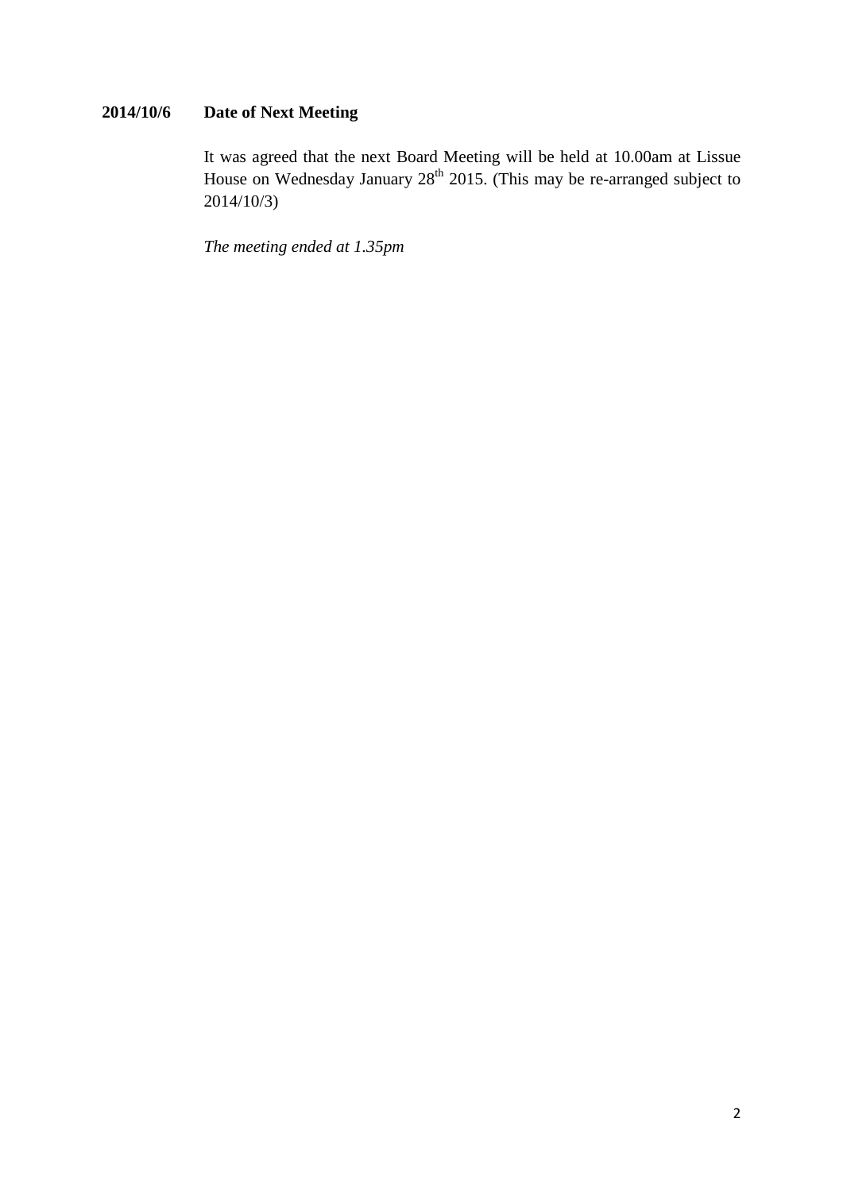**2014/10/6 Date of Next Meeting**

It was agreed that the next Board Meeting will be held at 10.00am at Lissue House on Wednesday January 28th 2015. (This may be re-arranged subject to 2014/10/3)

*The meeting ended at 1.35pm*